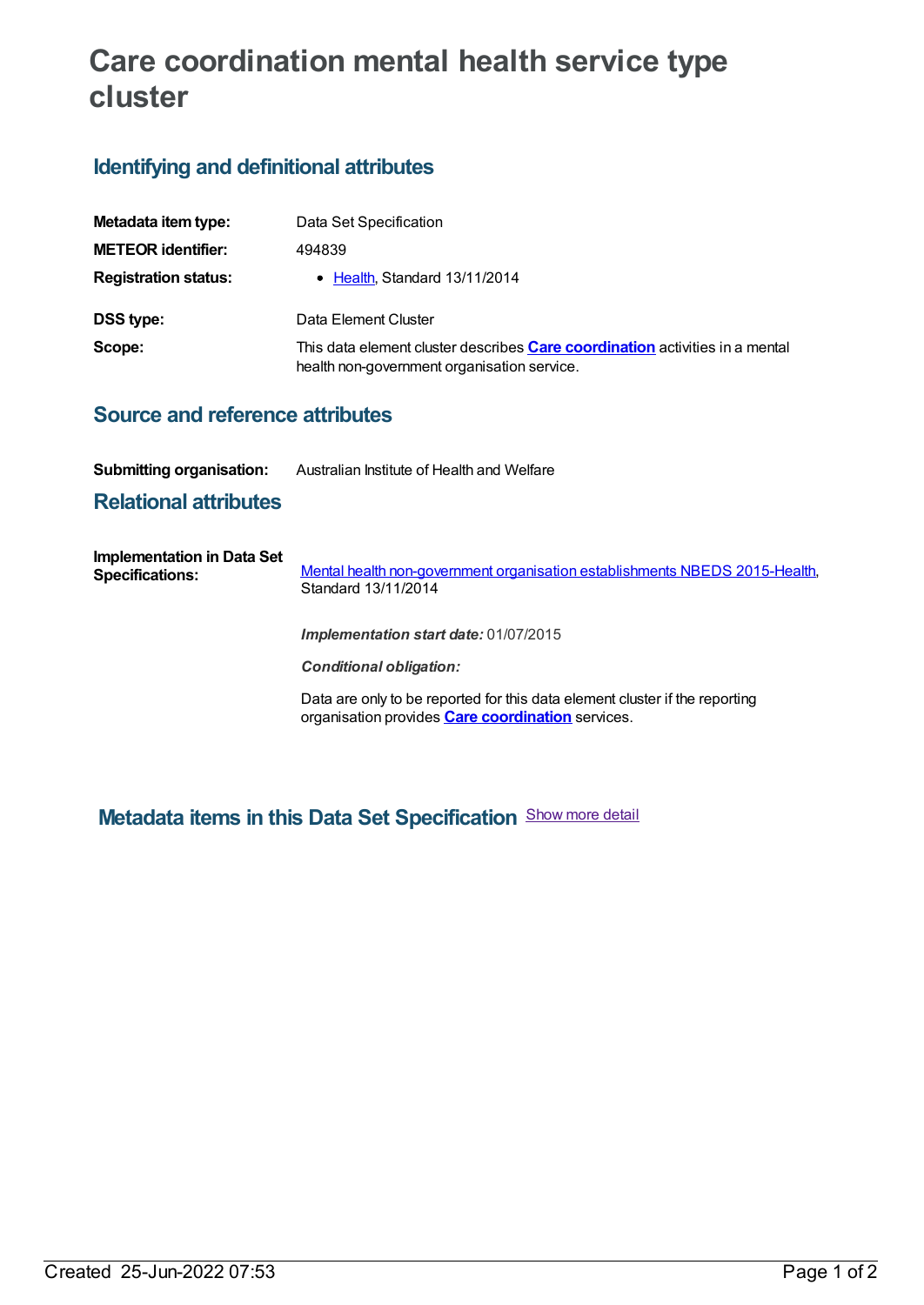# Care coordination mental health service type cluster

## Identifying and definitional attributes

**Metadata item type:** Data Set Specification

**METEOR identifier:** 494839

**Registration status:**
- Health, Standard 13/11/2014

**DSS type:** Data Element Cluster

**Scope:** This data element cluster describes **Care coordination** activities in a mental health non-government organisation service.

## Source and reference attributes

**Submitting organisation:** Australian Institute of Health and Welfare

## Relational attributes

**Implementation in Data Set Specifications:**

Mental health non-government organisation establishments NBEDS 2015-Health, Standard 13/11/2014

***Implementation start date:*** 01/07/2015

***Conditional obligation:***

Data are only to be reported for this data element cluster if the reporting organisation provides **Care coordination** services.

## Metadata items in this Data Set Specification

Show more detail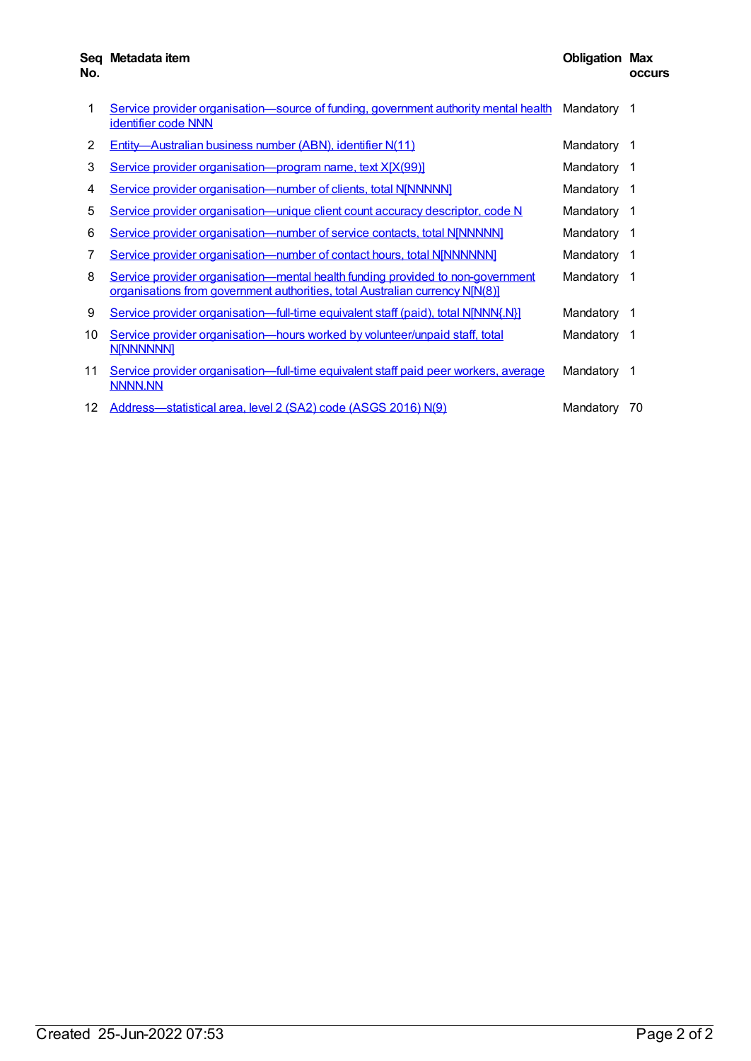| Seq No. | Metadata item | Obligation | Max occurs |
| --- | --- | --- | --- |
| 1 | Service provider organisation—source of funding, government authority mental health identifier code NNN | Mandatory | 1 |
| 2 | Entity—Australian business number (ABN), identifier N(11) | Mandatory | 1 |
| 3 | Service provider organisation—program name, text X[X(99)] | Mandatory | 1 |
| 4 | Service provider organisation—number of clients, total N[NNNNN] | Mandatory | 1 |
| 5 | Service provider organisation—unique client count accuracy descriptor, code N | Mandatory | 1 |
| 6 | Service provider organisation—number of service contacts, total N[NNNNN] | Mandatory | 1 |
| 7 | Service provider organisation—number of contact hours, total N[NNNNNN] | Mandatory | 1 |
| 8 | Service provider organisation—mental health funding provided to non-government organisations from government authorities, total Australian currency N[N(8)] | Mandatory | 1 |
| 9 | Service provider organisation—full-time equivalent staff (paid), total N[NNN{.N}] | Mandatory | 1 |
| 10 | Service provider organisation—hours worked by volunteer/unpaid staff, total N[NNNNNN] | Mandatory | 1 |
| 11 | Service provider organisation—full-time equivalent staff paid peer workers, average NNNN.NN | Mandatory | 1 |
| 12 | Address—statistical area, level 2 (SA2) code (ASGS 2016) N(9) | Mandatory | 70 |